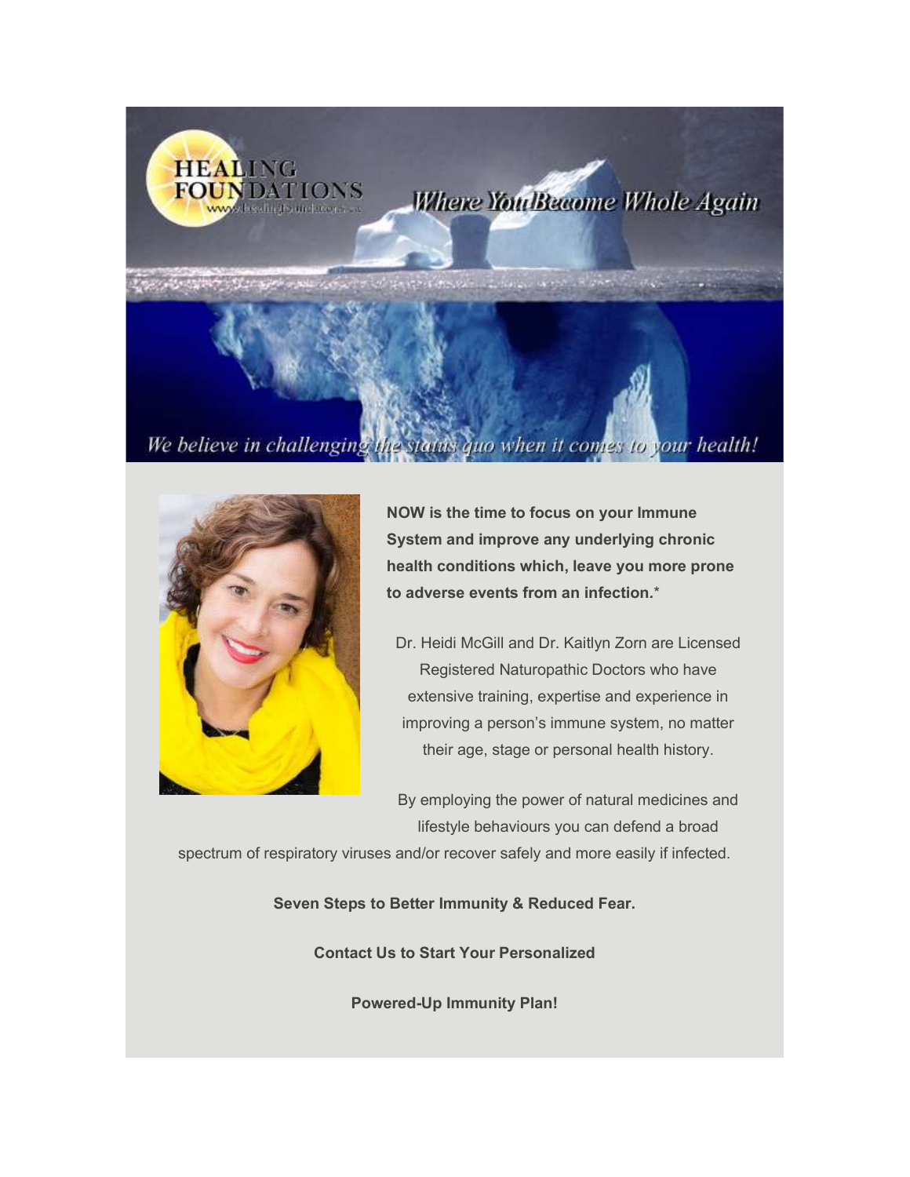HEALING FOUNDATIONS

*Where You Become Whole Again*

*We believe in challenging the status quo when it comes to your health!*

**NOW is the time to focus on your Immune System and improve any underlying chronic health conditions which, leave you more prone to adverse events from an infection.***

Dr. Heidi McGill and Dr. Kaitlyn Zorn are Licensed Registered Naturopathic Doctors who have extensive training, expertise and experience in improving a person's immune system, no matter their age, stage or personal health history.

By employing the power of natural medicines and lifestyle behaviours you can defend a broad spectrum of respiratory viruses and/or recover safely and more easily if infected.

**Seven Steps to Better Immunity & Reduced Fear.**

**Contact Us to Start Your Personalized**

**Powered-Up Immunity Plan!**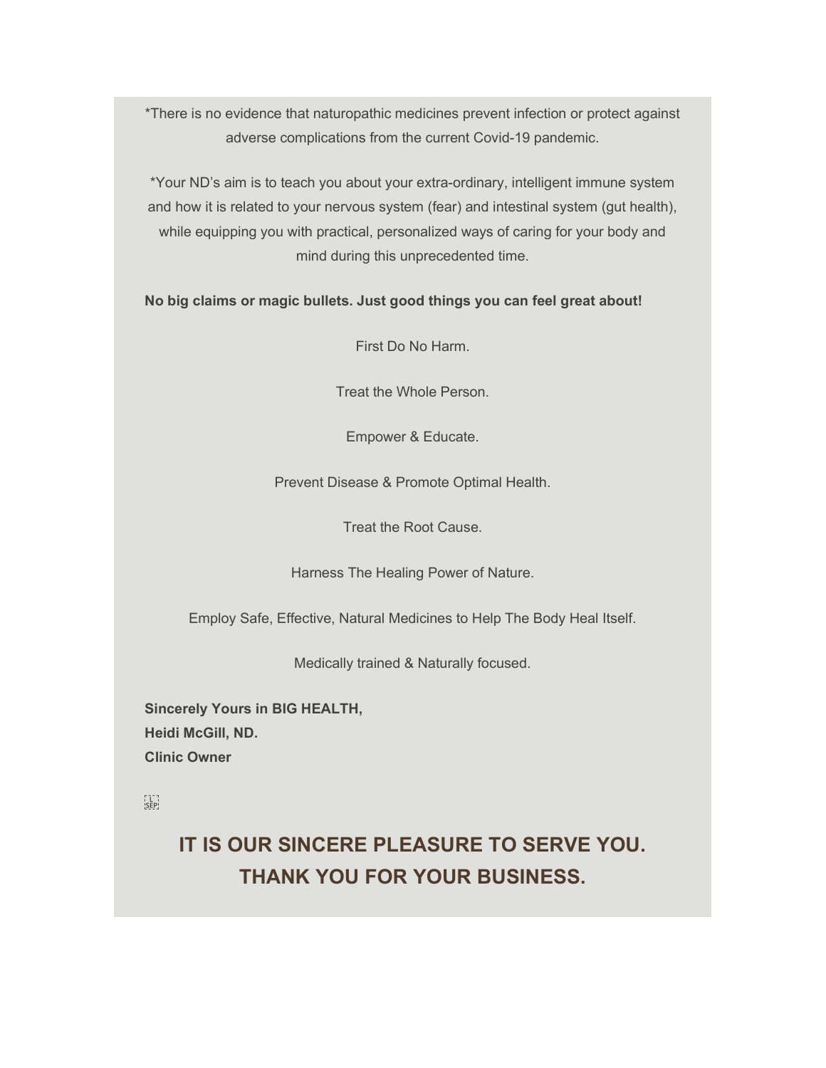*There is no evidence that naturopathic medicines prevent infection or protect against adverse complications from the current Covid-19 pandemic.

*Your ND's aim is to teach you about your extra-ordinary, intelligent immune system and how it is related to your nervous system (fear) and intestinal system (gut health), while equipping you with practical, personalized ways of caring for your body and mind during this unprecedented time.

**No big claims or magic bullets. Just good things you can feel great about!**

First Do No Harm.

Treat the Whole Person.

Empower & Educate.

Prevent Disease & Promote Optimal Health.

Treat the Root Cause.

Harness The Healing Power of Nature.

Employ Safe, Effective, Natural Medicines to Help The Body Heal Itself.

Medically trained & Naturally focused.

**Sincerely Yours in BIG HEALTH,**
**Heidi McGill, ND.**
**Clinic Owner**

## IT IS OUR SINCERE PLEASURE TO SERVE YOU. THANK YOU FOR YOUR BUSINESS.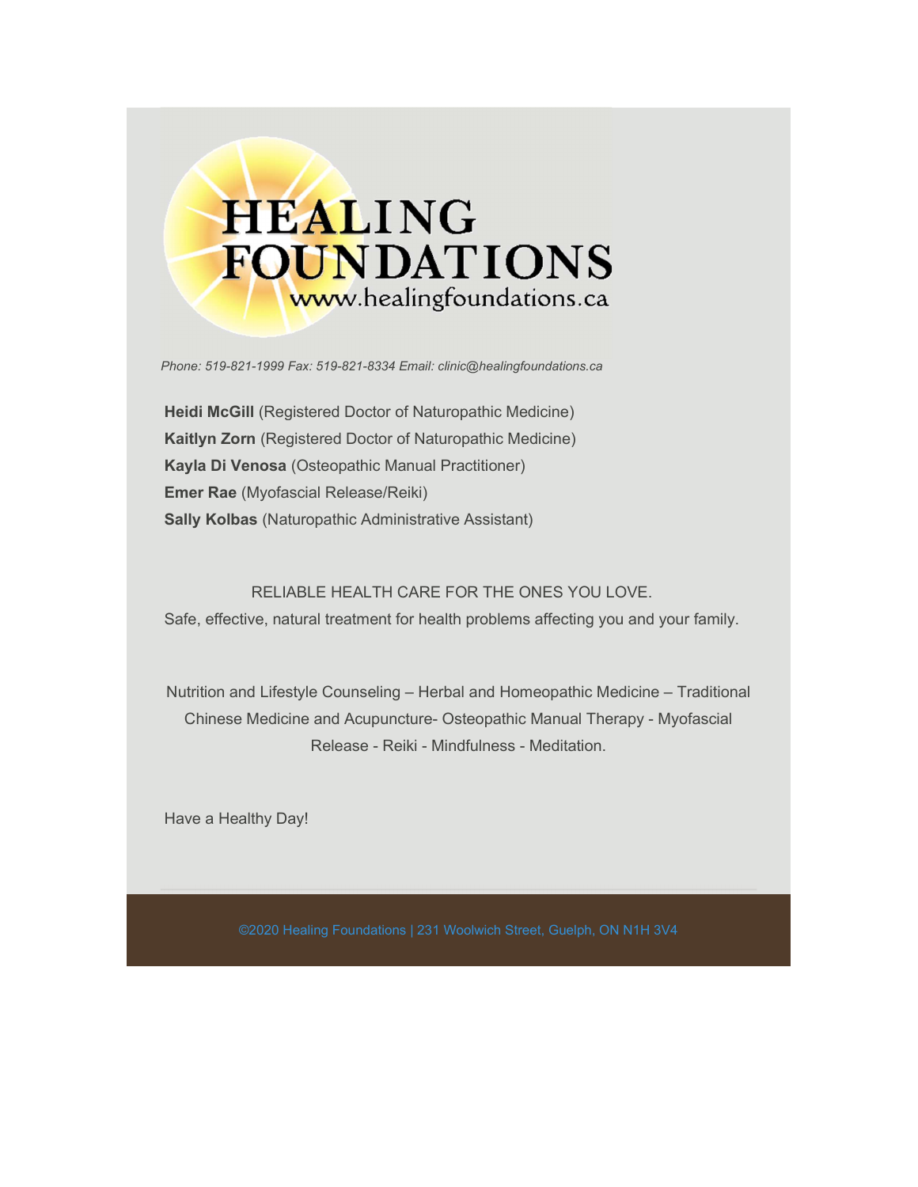# HEALING FOUNDATIONS

www.healingfoundations.ca

*Phone: 519-821-1999 Fax: 519-821-8334 Email: clinic@healingfoundations.ca*

**Heidi McGill** (Registered Doctor of Naturopathic Medicine)
**Kaitlyn Zorn** (Registered Doctor of Naturopathic Medicine)
**Kayla Di Venosa** (Osteopathic Manual Practitioner)
**Emer Rae** (Myofascial Release/Reiki)
**Sally Kolbas** (Naturopathic Administrative Assistant)

RELIABLE HEALTH CARE FOR THE ONES YOU LOVE.
Safe, effective, natural treatment for health problems affecting you and your family.

Nutrition and Lifestyle Counseling – Herbal and Homeopathic Medicine – Traditional Chinese Medicine and Acupuncture- Osteopathic Manual Therapy - Myofascial Release - Reiki - Mindfulness - Meditation.

Have a Healthy Day!

©2020 Healing Foundations | 231 Woolwich Street, Guelph, ON N1H 3V4